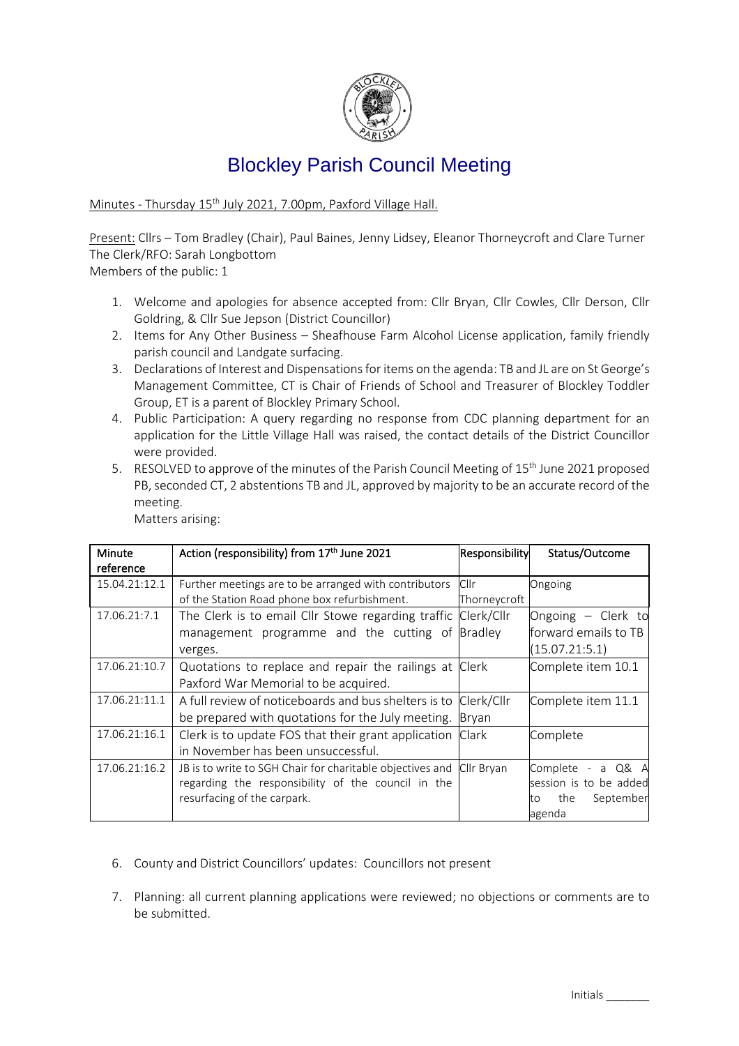# Blockley Parish Council Meeting

Minutes - Thursday 15th July 2021, 7.00pm, Paxford Village Hall.

Present: Cllrs – Tom Bradley (Chair), Paul Baines, Jenny Lidsey, Eleanor Thorneycroft and Clare Turner
The Clerk/RFO: Sarah Longbottom
Members of the public: 1

1. Welcome and apologies for absence accepted from: Cllr Bryan, Cllr Cowles, Cllr Derson, Cllr Goldring, & Cllr Sue Jepson (District Councillor)
2. Items for Any Other Business – Sheafhouse Farm Alcohol License application, family friendly parish council and Landgate surfacing.
3. Declarations of Interest and Dispensations for items on the agenda: TB and JL are on St George's Management Committee, CT is Chair of Friends of School and Treasurer of Blockley Toddler Group, ET is a parent of Blockley Primary School.
4. Public Participation: A query regarding no response from CDC planning department for an application for the Little Village Hall was raised, the contact details of the District Councillor were provided.
5. RESOLVED to approve of the minutes of the Parish Council Meeting of 15th June 2021 proposed PB, seconded CT, 2 abstentions TB and JL, approved by majority to be an accurate record of the meeting.
   Matters arising:

| Minute reference | Action (responsibility) from 17th June 2021 | Responsibility | Status/Outcome |
|---|---|---|---|
| 15.04.21:12.1 | Further meetings are to be arranged with contributors of the Station Road phone box refurbishment. | Cllr Thorneycroft | Ongoing |
| 17.06.21:7.1 | The Clerk is to email Cllr Stowe regarding traffic management programme and the cutting of verges. | Clerk/Cllr Bradley | Ongoing – Clerk to forward emails to TB (15.07.21:5.1) |
| 17.06.21:10.7 | Quotations to replace and repair the railings at Paxford War Memorial to be acquired. | Clerk | Complete item 10.1 |
| 17.06.21:11.1 | A full review of noticeboards and bus shelters is to be prepared with quotations for the July meeting. | Clerk/Cllr Bryan | Complete item 11.1 |
| 17.06.21:16.1 | Clerk is to update FOS that their grant application in November has been unsuccessful. | Clark | Complete |
| 17.06.21:16.2 | JB is to write to SGH Chair for charitable objectives and regarding the responsibility of the council in the resurfacing of the carpark. | Cllr Bryan | Complete - a Q& A session is to be added to the September agenda |

6. County and District Councillors' updates: Councillors not present
7. Planning: all current planning applications were reviewed; no objections or comments are to be submitted.

Initials _______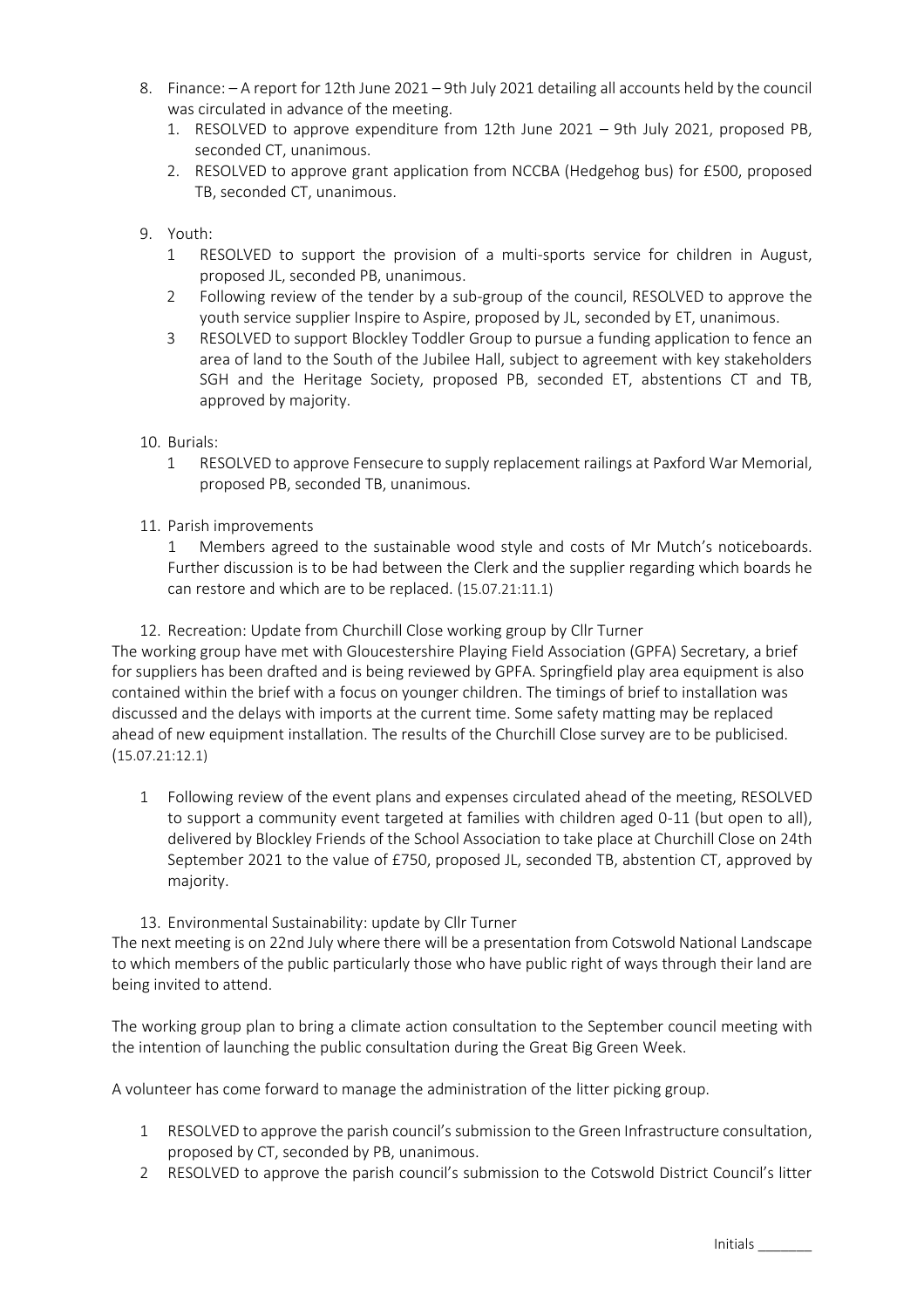8. Finance: – A report for 12th June 2021 – 9th July 2021 detailing all accounts held by the council was circulated in advance of the meeting.
    1. RESOLVED to approve expenditure from 12th June 2021 – 9th July 2021, proposed PB, seconded CT, unanimous.
    2. RESOLVED to approve grant application from NCCBA (Hedgehog bus) for £500, proposed TB, seconded CT, unanimous.

9. Youth:
    1 RESOLVED to support the provision of a multi-sports service for children in August, proposed JL, seconded PB, unanimous.
    2 Following review of the tender by a sub-group of the council, RESOLVED to approve the youth service supplier Inspire to Aspire, proposed by JL, seconded by ET, unanimous.
    3 RESOLVED to support Blockley Toddler Group to pursue a funding application to fence an area of land to the South of the Jubilee Hall, subject to agreement with key stakeholders SGH and the Heritage Society, proposed PB, seconded ET, abstentions CT and TB, approved by majority.

10. Burials:
    1 RESOLVED to approve Fensecure to supply replacement railings at Paxford War Memorial, proposed PB, seconded TB, unanimous.

11. Parish improvements

    1 Members agreed to the sustainable wood style and costs of Mr Mutch's noticeboards. Further discussion is to be had between the Clerk and the supplier regarding which boards he can restore and which are to be replaced. (15.07.21:11.1)

12. Recreation: Update from Churchill Close working group by Cllr Turner

The working group have met with Gloucestershire Playing Field Association (GPFA) Secretary, a brief for suppliers has been drafted and is being reviewed by GPFA. Springfield play area equipment is also contained within the brief with a focus on younger children. The timings of brief to installation was discussed and the delays with imports at the current time. Some safety matting may be replaced ahead of new equipment installation. The results of the Churchill Close survey are to be publicised. (15.07.21:12.1)

1 Following review of the event plans and expenses circulated ahead of the meeting, RESOLVED to support a community event targeted at families with children aged 0-11 (but open to all), delivered by Blockley Friends of the School Association to take place at Churchill Close on 24th September 2021 to the value of £750, proposed JL, seconded TB, abstention CT, approved by majority.

13. Environmental Sustainability: update by Cllr Turner

The next meeting is on 22nd July where there will be a presentation from Cotswold National Landscape to which members of the public particularly those who have public right of ways through their land are being invited to attend.

The working group plan to bring a climate action consultation to the September council meeting with the intention of launching the public consultation during the Great Big Green Week.

A volunteer has come forward to manage the administration of the litter picking group.

1 RESOLVED to approve the parish council's submission to the Green Infrastructure consultation, proposed by CT, seconded by PB, unanimous.

2 RESOLVED to approve the parish council's submission to the Cotswold District Council's litter

Initials _______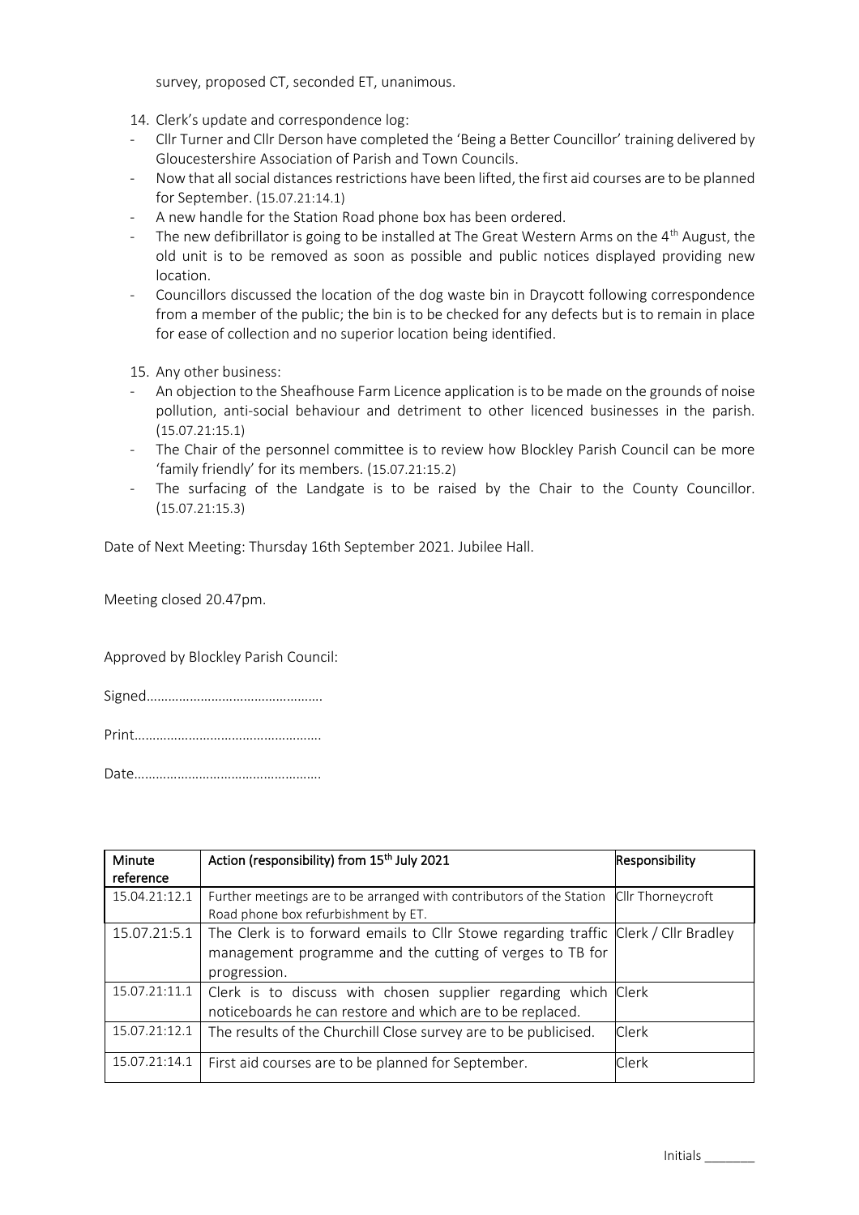survey, proposed CT, seconded ET, unanimous.

14. Clerk's update and correspondence log:

- Cllr Turner and Cllr Derson have completed the 'Being a Better Councillor' training delivered by Gloucestershire Association of Parish and Town Councils.
- Now that all social distances restrictions have been lifted, the first aid courses are to be planned for September. (15.07.21:14.1)
- A new handle for the Station Road phone box has been ordered.
- The new defibrillator is going to be installed at The Great Western Arms on the 4th August, the old unit is to be removed as soon as possible and public notices displayed providing new location.
- Councillors discussed the location of the dog waste bin in Draycott following correspondence from a member of the public; the bin is to be checked for any defects but is to remain in place for ease of collection and no superior location being identified.

15. Any other business:

- An objection to the Sheafhouse Farm Licence application is to be made on the grounds of noise pollution, anti-social behaviour and detriment to other licenced businesses in the parish. (15.07.21:15.1)
- The Chair of the personnel committee is to review how Blockley Parish Council can be more 'family friendly' for its members. (15.07.21:15.2)
- The surfacing of the Landgate is to be raised by the Chair to the County Councillor. (15.07.21:15.3)

Date of Next Meeting: Thursday 16th September 2021. Jubilee Hall.

Meeting closed 20.47pm.

Approved by Blockley Parish Council:

Signed…………………………………………

Print……………………………………………

Date……………………………………………

| Minute reference | Action (responsibility) from 15th July 2021 | Responsibility |
|---|---|---|
| 15.04.21:12.1 | Further meetings are to be arranged with contributors of the Station Road phone box refurbishment by ET. | Cllr Thorneycroft |
| 15.07.21:5.1 | The Clerk is to forward emails to Cllr Stowe regarding traffic management programme and the cutting of verges to TB for progression. | Clerk / Cllr Bradley |
| 15.07.21:11.1 | Clerk is to discuss with chosen supplier regarding which noticeboards he can restore and which are to be replaced. | Clerk |
| 15.07.21:12.1 | The results of the Churchill Close survey are to be publicised. | Clerk |
| 15.07.21:14.1 | First aid courses are to be planned for September. | Clerk |

Initials _______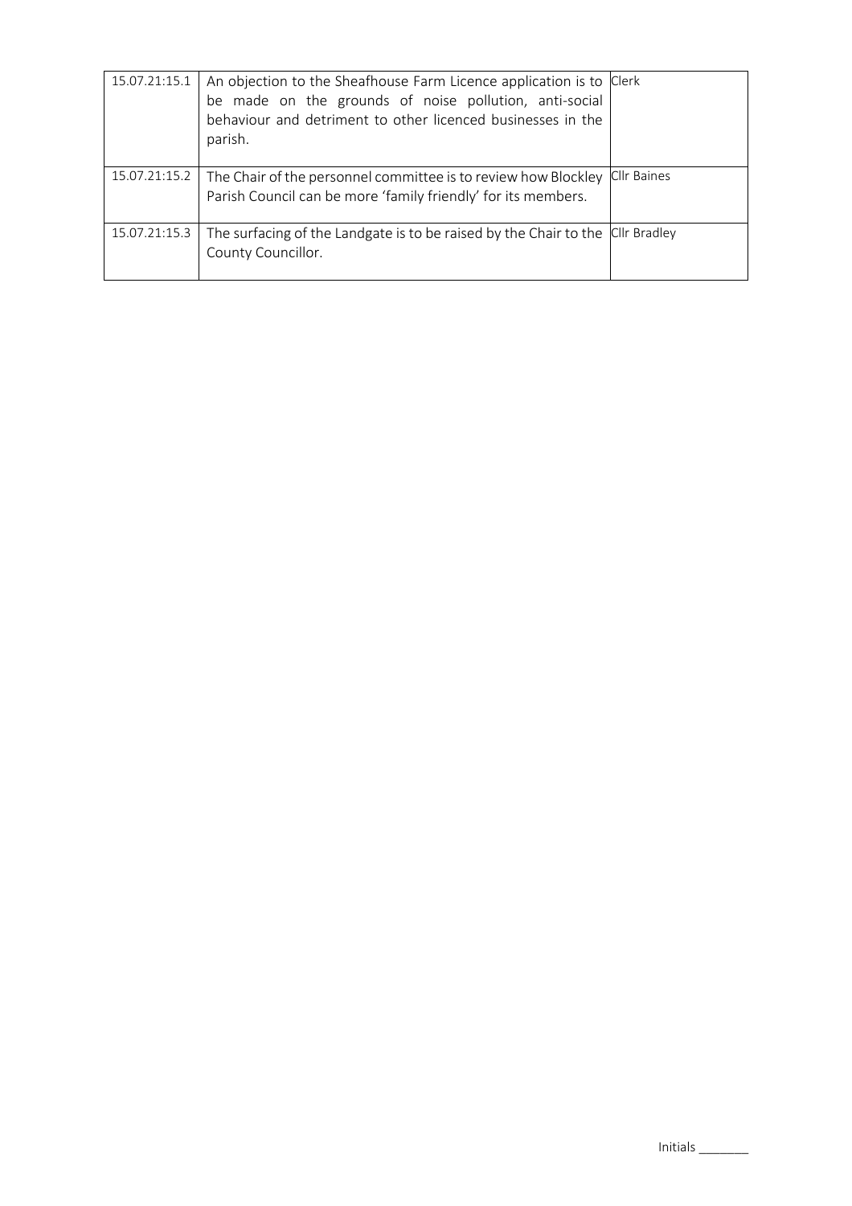| | | |
|---|---|---|
| 15.07.21:15.1 | An objection to the Sheafhouse Farm Licence application is to be made on the grounds of noise pollution, anti-social behaviour and detriment to other licenced businesses in the parish. | Clerk |
| 15.07.21:15.2 | The Chair of the personnel committee is to review how Blockley Parish Council can be more 'family friendly' for its members. | Cllr Baines |
| 15.07.21:15.3 | The surfacing of the Landgate is to be raised by the Chair to the County Councillor. | Cllr Bradley |

Initials _______